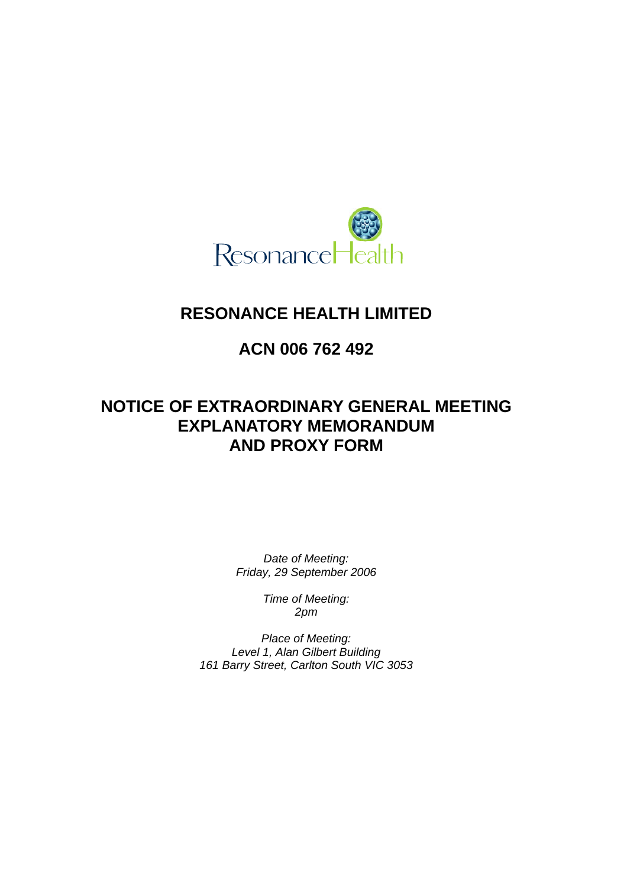# RESONANCE HEALTH LIMITED

## ACN 006 762 492

## NOTICE OF EXTRAORDINARY GENERAL MEETING EXPLANATORY MEMORANDUM AND PROXY FORM

*Date of Meeting:*
*Friday, 29 September 2006*

*Time of Meeting:*
*2pm*

*Place of Meeting:*
*Level 1, Alan Gilbert Building*
*161 Barry Street, Carlton South VIC 3053*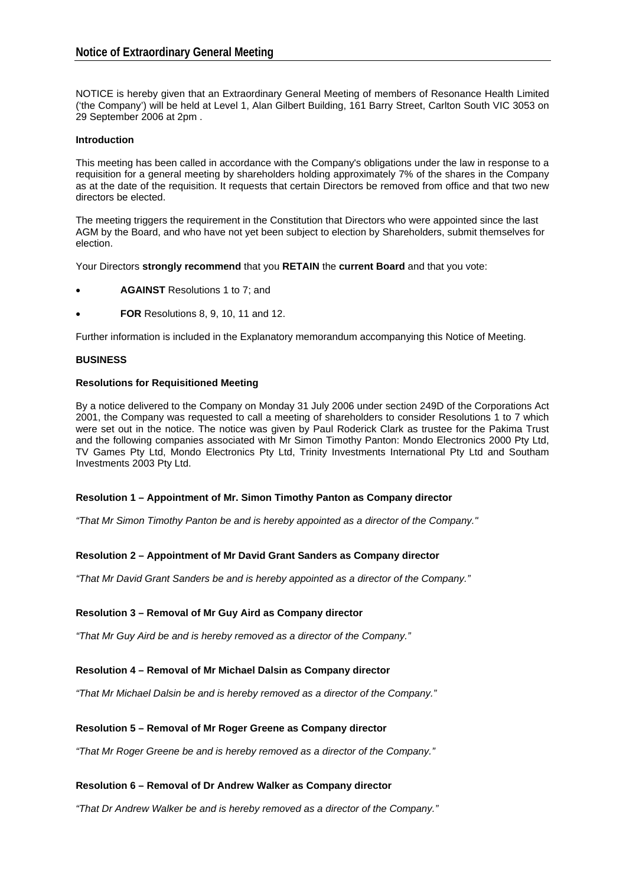## Notice of Extraordinary General Meeting

NOTICE is hereby given that an Extraordinary General Meeting of members of Resonance Health Limited ('the Company') will be held at Level 1, Alan Gilbert Building, 161 Barry Street, Carlton South VIC 3053 on 29 September 2006 at 2pm .

**Introduction**

This meeting has been called in accordance with the Company's obligations under the law in response to a requisition for a general meeting by shareholders holding approximately 7% of the shares in the Company as at the date of the requisition. It requests that certain Directors be removed from office and that two new directors be elected.

The meeting triggers the requirement in the Constitution that Directors who were appointed since the last AGM by the Board, and who have not yet been subject to election by Shareholders, submit themselves for election.

Your Directors **strongly recommend** that you **RETAIN** the **current Board** and that you vote:

- **AGAINST** Resolutions 1 to 7; and
- **FOR** Resolutions 8, 9, 10, 11 and 12.

Further information is included in the Explanatory memorandum accompanying this Notice of Meeting.

**BUSINESS**

**Resolutions for Requisitioned Meeting**

By a notice delivered to the Company on Monday 31 July 2006 under section 249D of the Corporations Act 2001, the Company was requested to call a meeting of shareholders to consider Resolutions 1 to 7 which were set out in the notice. The notice was given by Paul Roderick Clark as trustee for the Pakima Trust and the following companies associated with Mr Simon Timothy Panton: Mondo Electronics 2000 Pty Ltd, TV Games Pty Ltd, Mondo Electronics Pty Ltd, Trinity Investments International Pty Ltd and Southam Investments 2003 Pty Ltd.

**Resolution 1 – Appointment of Mr. Simon Timothy Panton as Company director**

*"That Mr Simon Timothy Panton be and is hereby appointed as a director of the Company."*

**Resolution 2 – Appointment of Mr David Grant Sanders as Company director**

*"That Mr David Grant Sanders be and is hereby appointed as a director of the Company."*

**Resolution 3 – Removal of Mr Guy Aird as Company director**

*"That Mr Guy Aird be and is hereby removed as a director of the Company."*

**Resolution 4 – Removal of Mr Michael Dalsin as Company director**

*"That Mr Michael Dalsin be and is hereby removed as a director of the Company."*

**Resolution 5 – Removal of Mr Roger Greene as Company director**

*"That Mr Roger Greene be and is hereby removed as a director of the Company."*

**Resolution 6 – Removal of Dr Andrew Walker as Company director**

*"That Dr Andrew Walker be and is hereby removed as a director of the Company."*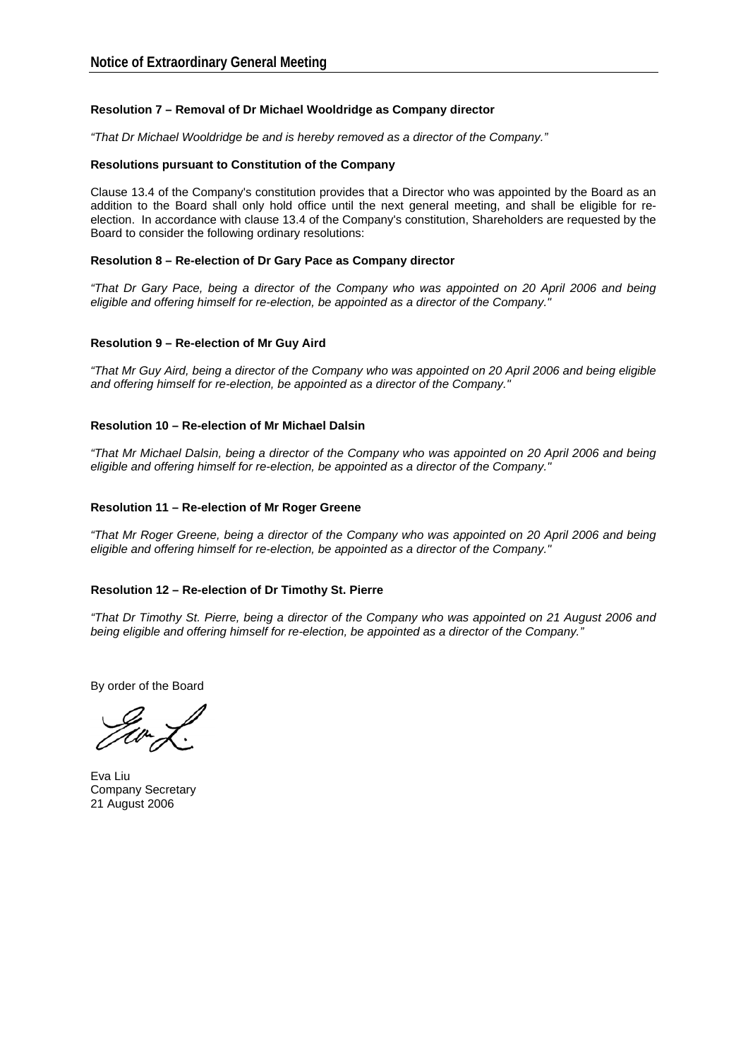## Notice of Extraordinary General Meeting

**Resolution 7 – Removal of Dr Michael Wooldridge as Company director**

*"That Dr Michael Wooldridge be and is hereby removed as a director of the Company."*

**Resolutions pursuant to Constitution of the Company**

Clause 13.4 of the Company's constitution provides that a Director who was appointed by the Board as an addition to the Board shall only hold office until the next general meeting, and shall be eligible for re-election. In accordance with clause 13.4 of the Company's constitution, Shareholders are requested by the Board to consider the following ordinary resolutions:

**Resolution 8 – Re-election of Dr Gary Pace as Company director**

*"That Dr Gary Pace, being a director of the Company who was appointed on 20 April 2006 and being eligible and offering himself for re-election, be appointed as a director of the Company."*

**Resolution 9 – Re-election of Mr Guy Aird**

*"That Mr Guy Aird, being a director of the Company who was appointed on 20 April 2006 and being eligible and offering himself for re-election, be appointed as a director of the Company."*

**Resolution 10 – Re-election of Mr Michael Dalsin**

*"That Mr Michael Dalsin, being a director of the Company who was appointed on 20 April 2006 and being eligible and offering himself for re-election, be appointed as a director of the Company."*

**Resolution 11 – Re-election of Mr Roger Greene**

*"That Mr Roger Greene, being a director of the Company who was appointed on 20 April 2006 and being eligible and offering himself for re-election, be appointed as a director of the Company."*

**Resolution 12 – Re-election of Dr Timothy St. Pierre**

*"That Dr Timothy St. Pierre, being a director of the Company who was appointed on 21 August 2006 and being eligible and offering himself for re-election, be appointed as a director of the Company."*

By order of the Board

Eva Liu
Company Secretary
21 August 2006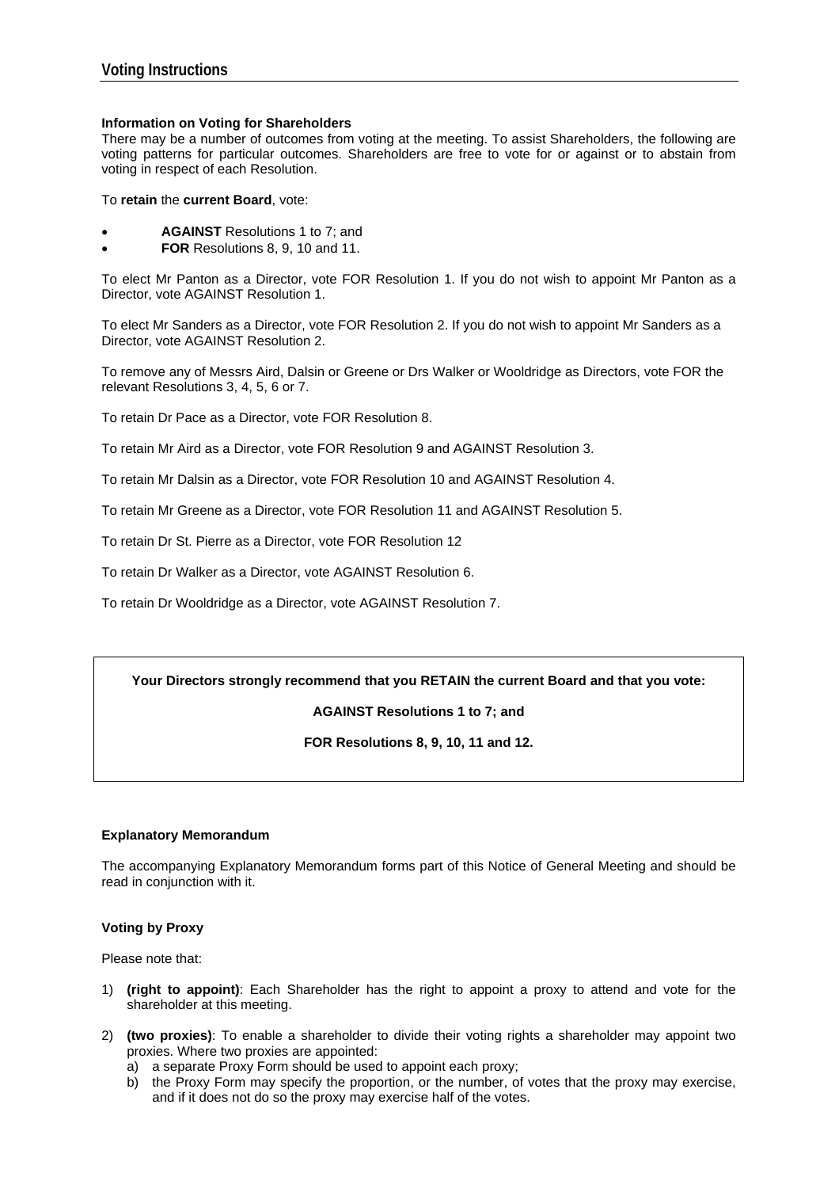## Voting Instructions

**Information on Voting for Shareholders**

There may be a number of outcomes from voting at the meeting. To assist Shareholders, the following are voting patterns for particular outcomes. Shareholders are free to vote for or against or to abstain from voting in respect of each Resolution.

To **retain** the **current Board**, vote:

- **AGAINST** Resolutions 1 to 7; and
- **FOR** Resolutions 8, 9, 10 and 11.

To elect Mr Panton as a Director, vote FOR Resolution 1. If you do not wish to appoint Mr Panton as a Director, vote AGAINST Resolution 1.

To elect Mr Sanders as a Director, vote FOR Resolution 2. If you do not wish to appoint Mr Sanders as a Director, vote AGAINST Resolution 2.

To remove any of Messrs Aird, Dalsin or Greene or Drs Walker or Wooldridge as Directors, vote FOR the relevant Resolutions 3, 4, 5, 6 or 7.

To retain Dr Pace as a Director, vote FOR Resolution 8.

To retain Mr Aird as a Director, vote FOR Resolution 9 and AGAINST Resolution 3.

To retain Mr Dalsin as a Director, vote FOR Resolution 10 and AGAINST Resolution 4.

To retain Mr Greene as a Director, vote FOR Resolution 11 and AGAINST Resolution 5.

To retain Dr St. Pierre as a Director, vote FOR Resolution 12

To retain Dr Walker as a Director, vote AGAINST Resolution 6.

To retain Dr Wooldridge as a Director, vote AGAINST Resolution 7.

> **Your Directors strongly recommend that you RETAIN the current Board and that you vote:**
>
> **AGAINST Resolutions 1 to 7; and**
>
> **FOR Resolutions 8, 9, 10, 11 and 12.**

**Explanatory Memorandum**

The accompanying Explanatory Memorandum forms part of this Notice of General Meeting and should be read in conjunction with it.

**Voting by Proxy**

Please note that:

1) **(right to appoint)**: Each Shareholder has the right to appoint a proxy to attend and vote for the shareholder at this meeting.
2) **(two proxies)**: To enable a shareholder to divide their voting rights a shareholder may appoint two proxies. Where two proxies are appointed:
   a) a separate Proxy Form should be used to appoint each proxy;
   b) the Proxy Form may specify the proportion, or the number, of votes that the proxy may exercise, and if it does not do so the proxy may exercise half of the votes.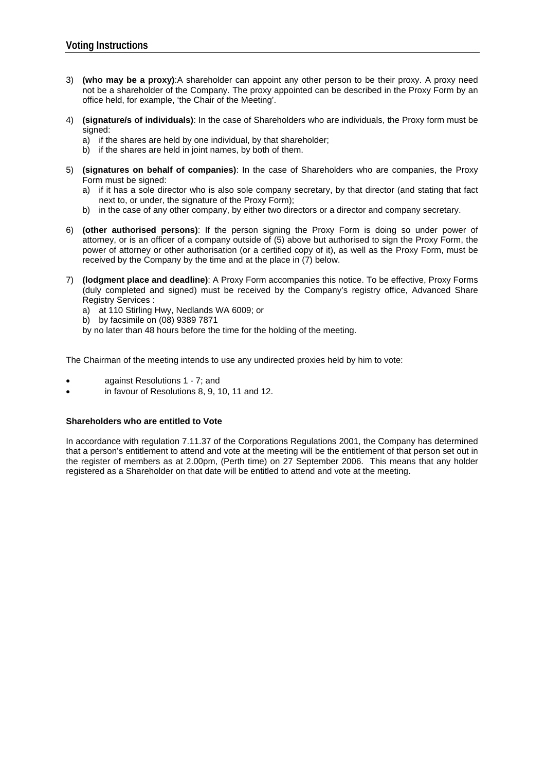## Voting Instructions

3) **(who may be a proxy)**:A shareholder can appoint any other person to be their proxy. A proxy need not be a shareholder of the Company. The proxy appointed can be described in the Proxy Form by an office held, for example, 'the Chair of the Meeting'.

4) **(signature/s of individuals)**: In the case of Shareholders who are individuals, the Proxy form must be signed:
   a) if the shares are held by one individual, by that shareholder;
   b) if the shares are held in joint names, by both of them.

5) **(signatures on behalf of companies)**: In the case of Shareholders who are companies, the Proxy Form must be signed:
   a) if it has a sole director who is also sole company secretary, by that director (and stating that fact next to, or under, the signature of the Proxy Form);
   b) in the case of any other company, by either two directors or a director and company secretary.

6) **(other authorised persons)**: If the person signing the Proxy Form is doing so under power of attorney, or is an officer of a company outside of (5) above but authorised to sign the Proxy Form, the power of attorney or other authorisation (or a certified copy of it), as well as the Proxy Form, must be received by the Company by the time and at the place in (7) below.

7) **(lodgment place and deadline)**: A Proxy Form accompanies this notice. To be effective, Proxy Forms (duly completed and signed) must be received by the Company's registry office, Advanced Share Registry Services :
   a) at 110 Stirling Hwy, Nedlands WA 6009; or
   b) by facsimile on (08) 9389 7871

   by no later than 48 hours before the time for the holding of the meeting.

The Chairman of the meeting intends to use any undirected proxies held by him to vote:

- against Resolutions 1 - 7; and
- in favour of Resolutions 8, 9, 10, 11 and 12.

**Shareholders who are entitled to Vote**

In accordance with regulation 7.11.37 of the Corporations Regulations 2001, the Company has determined that a person's entitlement to attend and vote at the meeting will be the entitlement of that person set out in the register of members as at 2.00pm, (Perth time) on 27 September 2006. This means that any holder registered as a Shareholder on that date will be entitled to attend and vote at the meeting.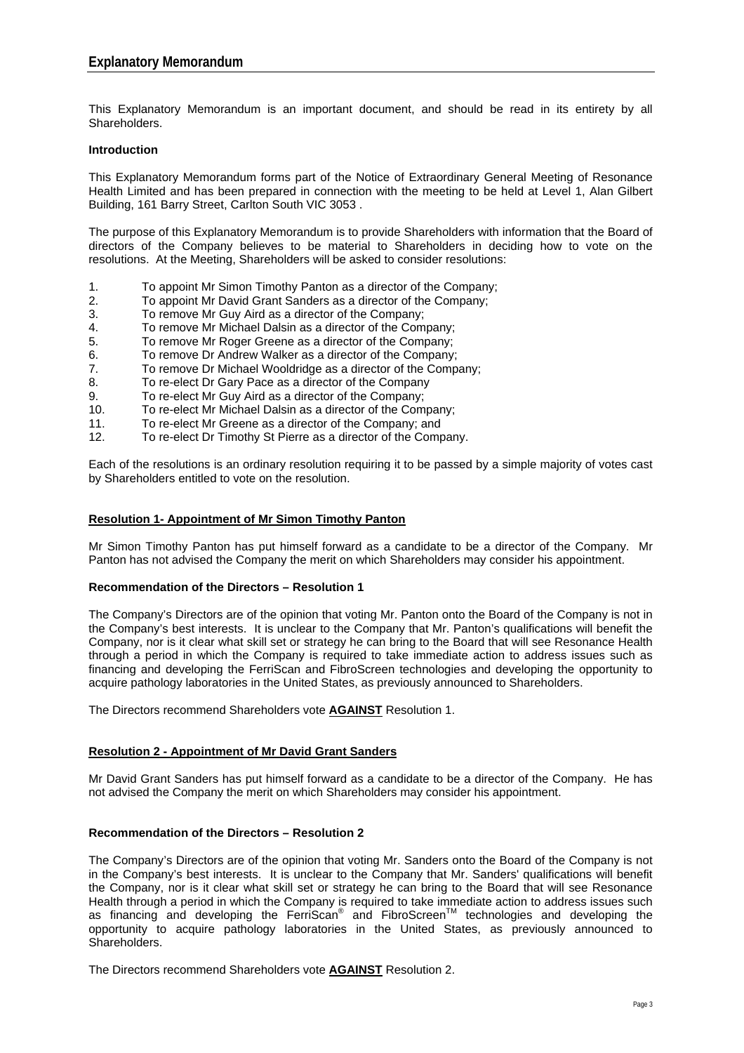## Explanatory Memorandum

This Explanatory Memorandum is an important document, and should be read in its entirety by all Shareholders.

**Introduction**

This Explanatory Memorandum forms part of the Notice of Extraordinary General Meeting of Resonance Health Limited and has been prepared in connection with the meeting to be held at Level 1, Alan Gilbert Building, 161 Barry Street, Carlton South VIC 3053 .

The purpose of this Explanatory Memorandum is to provide Shareholders with information that the Board of directors of the Company believes to be material to Shareholders in deciding how to vote on the resolutions. At the Meeting, Shareholders will be asked to consider resolutions:

1. To appoint Mr Simon Timothy Panton as a director of the Company;
2. To appoint Mr David Grant Sanders as a director of the Company;
3. To remove Mr Guy Aird as a director of the Company;
4. To remove Mr Michael Dalsin as a director of the Company;
5. To remove Mr Roger Greene as a director of the Company;
6. To remove Dr Andrew Walker as a director of the Company;
7. To remove Dr Michael Wooldridge as a director of the Company;
8. To re-elect Dr Gary Pace as a director of the Company
9. To re-elect Mr Guy Aird as a director of the Company;
10. To re-elect Mr Michael Dalsin as a director of the Company;
11. To re-elect Mr Greene as a director of the Company; and
12. To re-elect Dr Timothy St Pierre as a director of the Company.

Each of the resolutions is an ordinary resolution requiring it to be passed by a simple majority of votes cast by Shareholders entitled to vote on the resolution.

**Resolution 1- Appointment of Mr Simon Timothy Panton**

Mr Simon Timothy Panton has put himself forward as a candidate to be a director of the Company. Mr Panton has not advised the Company the merit on which Shareholders may consider his appointment.

**Recommendation of the Directors – Resolution 1**

The Company's Directors are of the opinion that voting Mr. Panton onto the Board of the Company is not in the Company's best interests. It is unclear to the Company that Mr. Panton's qualifications will benefit the Company, nor is it clear what skill set or strategy he can bring to the Board that will see Resonance Health through a period in which the Company is required to take immediate action to address issues such as financing and developing the FerriScan and FibroScreen technologies and developing the opportunity to acquire pathology laboratories in the United States, as previously announced to Shareholders.

The Directors recommend Shareholders vote **AGAINST** Resolution 1.

**Resolution 2 - Appointment of Mr David Grant Sanders**

Mr David Grant Sanders has put himself forward as a candidate to be a director of the Company. He has not advised the Company the merit on which Shareholders may consider his appointment.

**Recommendation of the Directors – Resolution 2**

The Company's Directors are of the opinion that voting Mr. Sanders onto the Board of the Company is not in the Company's best interests. It is unclear to the Company that Mr. Sanders' qualifications will benefit the Company, nor is it clear what skill set or strategy he can bring to the Board that will see Resonance Health through a period in which the Company is required to take immediate action to address issues such as financing and developing the FerriScan® and FibroScreen™ technologies and developing the opportunity to acquire pathology laboratories in the United States, as previously announced to Shareholders.

The Directors recommend Shareholders vote **AGAINST** Resolution 2.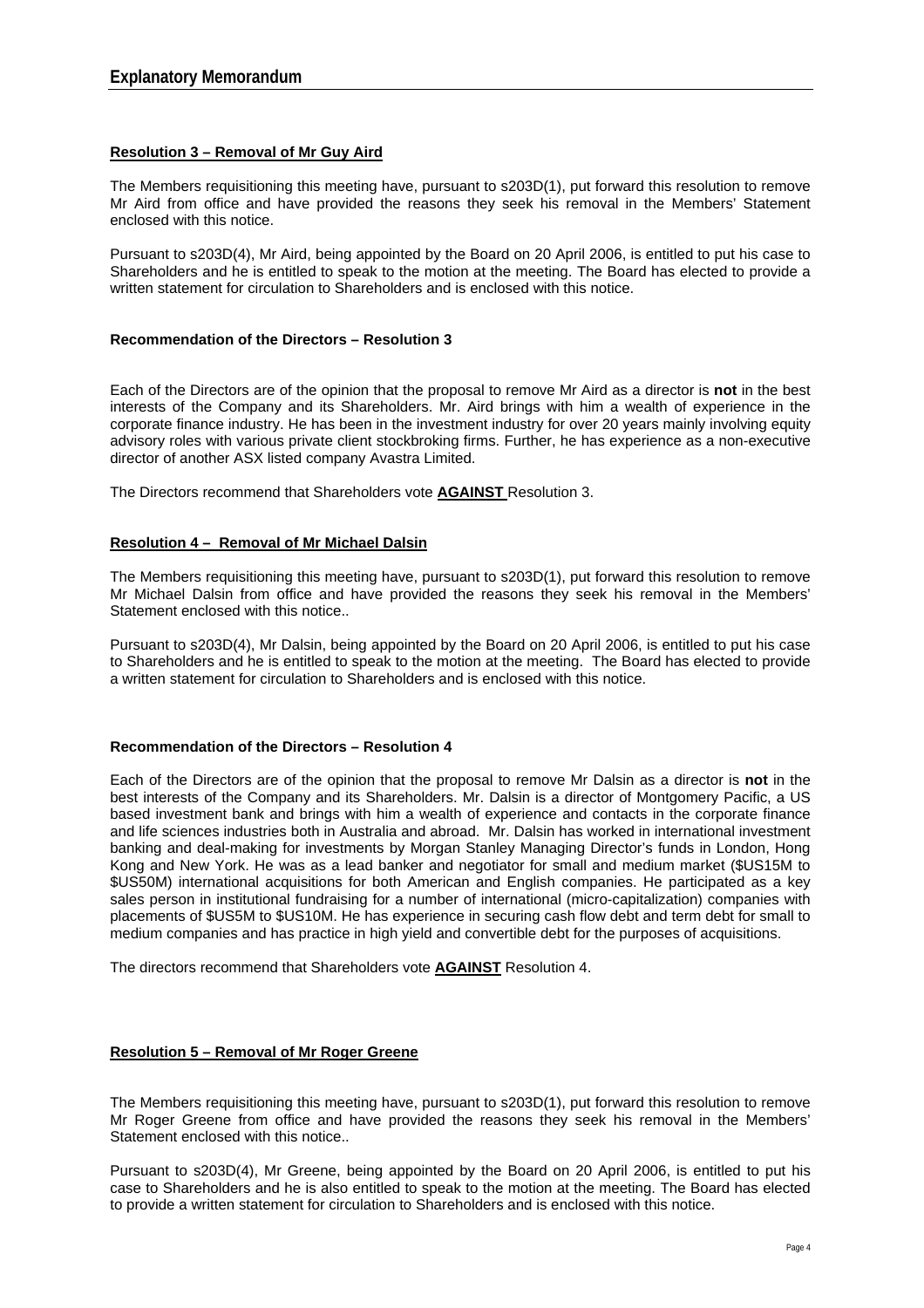## Explanatory Memorandum

**Resolution 3 – Removal of Mr Guy Aird**

The Members requisitioning this meeting have, pursuant to s203D(1), put forward this resolution to remove Mr Aird from office and have provided the reasons they seek his removal in the Members' Statement enclosed with this notice.

Pursuant to s203D(4), Mr Aird, being appointed by the Board on 20 April 2006, is entitled to put his case to Shareholders and he is entitled to speak to the motion at the meeting. The Board has elected to provide a written statement for circulation to Shareholders and is enclosed with this notice.

**Recommendation of the Directors – Resolution 3**

Each of the Directors are of the opinion that the proposal to remove Mr Aird as a director is **not** in the best interests of the Company and its Shareholders. Mr. Aird brings with him a wealth of experience in the corporate finance industry. He has been in the investment industry for over 20 years mainly involving equity advisory roles with various private client stockbroking firms. Further, he has experience as a non-executive director of another ASX listed company Avastra Limited.

The Directors recommend that Shareholders vote **AGAINST** Resolution 3.

**Resolution 4 – Removal of Mr Michael Dalsin**

The Members requisitioning this meeting have, pursuant to s203D(1), put forward this resolution to remove Mr Michael Dalsin from office and have provided the reasons they seek his removal in the Members' Statement enclosed with this notice..

Pursuant to s203D(4), Mr Dalsin, being appointed by the Board on 20 April 2006, is entitled to put his case to Shareholders and he is entitled to speak to the motion at the meeting. The Board has elected to provide a written statement for circulation to Shareholders and is enclosed with this notice.

**Recommendation of the Directors – Resolution 4**

Each of the Directors are of the opinion that the proposal to remove Mr Dalsin as a director is **not** in the best interests of the Company and its Shareholders. Mr. Dalsin is a director of Montgomery Pacific, a US based investment bank and brings with him a wealth of experience and contacts in the corporate finance and life sciences industries both in Australia and abroad. Mr. Dalsin has worked in international investment banking and deal-making for investments by Morgan Stanley Managing Director's funds in London, Hong Kong and New York. He was as a lead banker and negotiator for small and medium market ($US15M to $US50M) international acquisitions for both American and English companies. He participated as a key sales person in institutional fundraising for a number of international (micro-capitalization) companies with placements of $US5M to $US10M. He has experience in securing cash flow debt and term debt for small to medium companies and has practice in high yield and convertible debt for the purposes of acquisitions.

The directors recommend that Shareholders vote **AGAINST** Resolution 4.

**Resolution 5 – Removal of Mr Roger Greene**

The Members requisitioning this meeting have, pursuant to s203D(1), put forward this resolution to remove Mr Roger Greene from office and have provided the reasons they seek his removal in the Members' Statement enclosed with this notice..

Pursuant to s203D(4), Mr Greene, being appointed by the Board on 20 April 2006, is entitled to put his case to Shareholders and he is also entitled to speak to the motion at the meeting. The Board has elected to provide a written statement for circulation to Shareholders and is enclosed with this notice.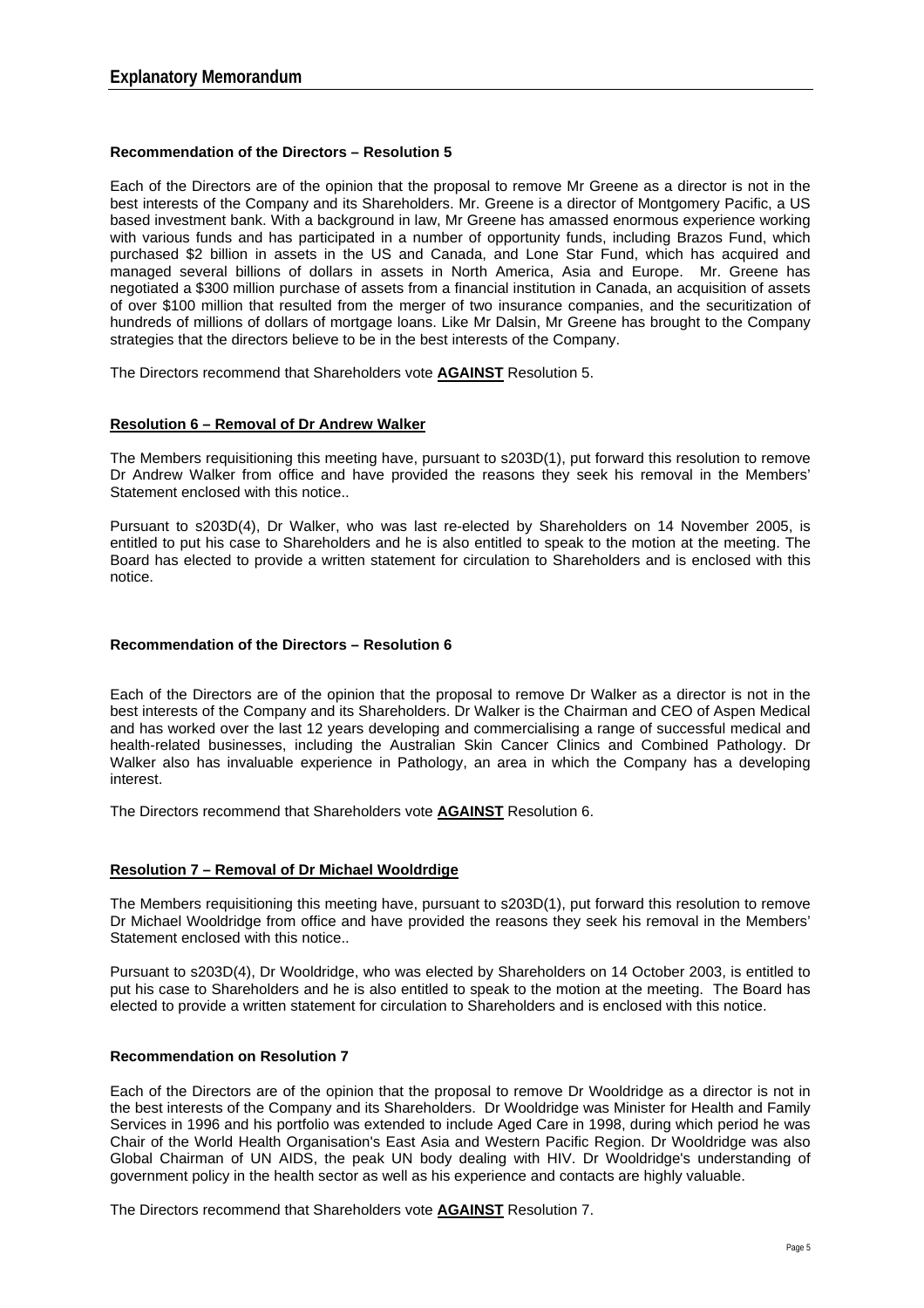## Explanatory Memorandum

**Recommendation of the Directors – Resolution 5**

Each of the Directors are of the opinion that the proposal to remove Mr Greene as a director is not in the best interests of the Company and its Shareholders. Mr. Greene is a director of Montgomery Pacific, a US based investment bank. With a background in law, Mr Greene has amassed enormous experience working with various funds and has participated in a number of opportunity funds, including Brazos Fund, which purchased $2 billion in assets in the US and Canada, and Lone Star Fund, which has acquired and managed several billions of dollars in assets in North America, Asia and Europe. Mr. Greene has negotiated a $300 million purchase of assets from a financial institution in Canada, an acquisition of assets of over $100 million that resulted from the merger of two insurance companies, and the securitization of hundreds of millions of dollars of mortgage loans. Like Mr Dalsin, Mr Greene has brought to the Company strategies that the directors believe to be in the best interests of the Company.

The Directors recommend that Shareholders vote **AGAINST** Resolution 5.

**Resolution 6 – Removal of Dr Andrew Walker**

The Members requisitioning this meeting have, pursuant to s203D(1), put forward this resolution to remove Dr Andrew Walker from office and have provided the reasons they seek his removal in the Members' Statement enclosed with this notice..

Pursuant to s203D(4), Dr Walker, who was last re-elected by Shareholders on 14 November 2005, is entitled to put his case to Shareholders and he is also entitled to speak to the motion at the meeting. The Board has elected to provide a written statement for circulation to Shareholders and is enclosed with this notice.

**Recommendation of the Directors – Resolution 6**

Each of the Directors are of the opinion that the proposal to remove Dr Walker as a director is not in the best interests of the Company and its Shareholders. Dr Walker is the Chairman and CEO of Aspen Medical and has worked over the last 12 years developing and commercialising a range of successful medical and health-related businesses, including the Australian Skin Cancer Clinics and Combined Pathology. Dr Walker also has invaluable experience in Pathology, an area in which the Company has a developing interest.

The Directors recommend that Shareholders vote **AGAINST** Resolution 6.

**Resolution 7 – Removal of Dr Michael Wooldrdige**

The Members requisitioning this meeting have, pursuant to s203D(1), put forward this resolution to remove Dr Michael Wooldridge from office and have provided the reasons they seek his removal in the Members' Statement enclosed with this notice..

Pursuant to s203D(4), Dr Wooldridge, who was elected by Shareholders on 14 October 2003, is entitled to put his case to Shareholders and he is also entitled to speak to the motion at the meeting. The Board has elected to provide a written statement for circulation to Shareholders and is enclosed with this notice.

**Recommendation on Resolution 7**

Each of the Directors are of the opinion that the proposal to remove Dr Wooldridge as a director is not in the best interests of the Company and its Shareholders. Dr Wooldridge was Minister for Health and Family Services in 1996 and his portfolio was extended to include Aged Care in 1998, during which period he was Chair of the World Health Organisation's East Asia and Western Pacific Region. Dr Wooldridge was also Global Chairman of UN AIDS, the peak UN body dealing with HIV. Dr Wooldridge's understanding of government policy in the health sector as well as his experience and contacts are highly valuable.

The Directors recommend that Shareholders vote **AGAINST** Resolution 7.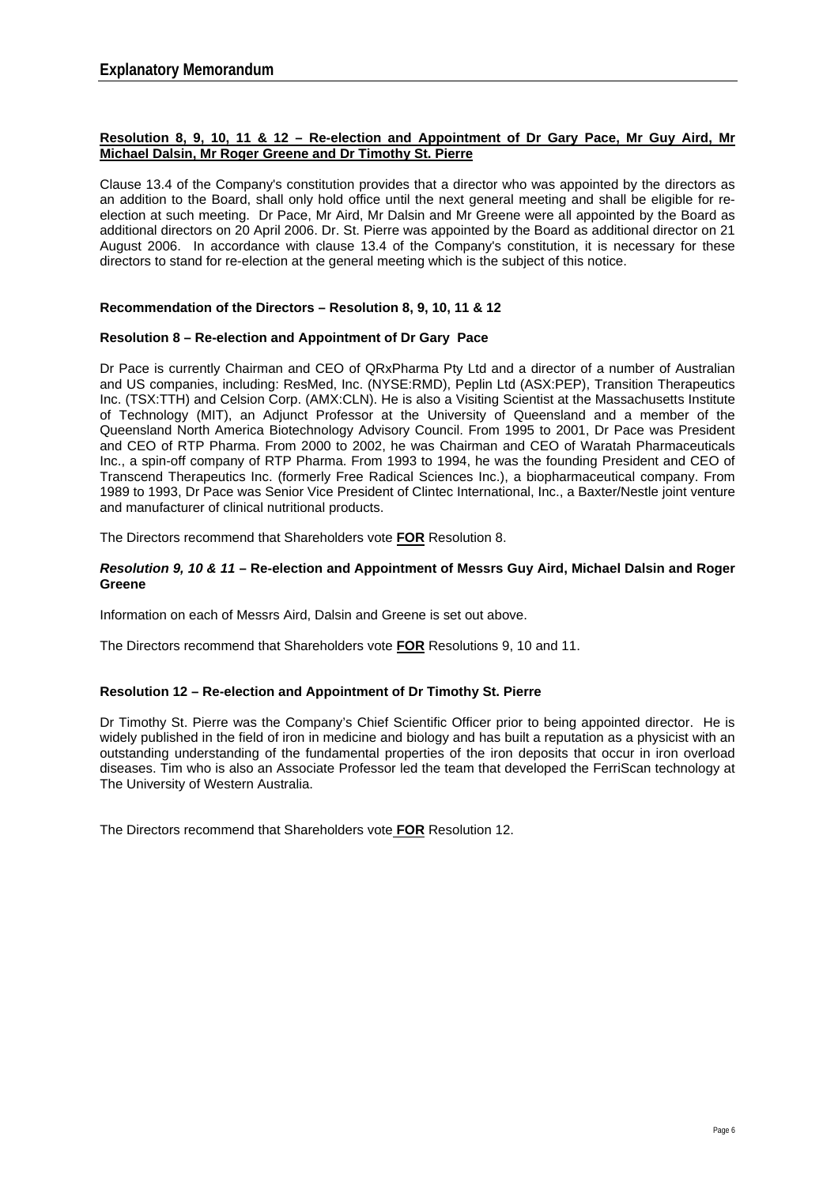## Explanatory Memorandum

**Resolution 8, 9, 10, 11 & 12 – Re-election and Appointment of Dr Gary Pace, Mr Guy Aird, Mr Michael Dalsin, Mr Roger Greene and Dr Timothy St. Pierre**

Clause 13.4 of the Company's constitution provides that a director who was appointed by the directors as an addition to the Board, shall only hold office until the next general meeting and shall be eligible for re-election at such meeting. Dr Pace, Mr Aird, Mr Dalsin and Mr Greene were all appointed by the Board as additional directors on 20 April 2006. Dr. St. Pierre was appointed by the Board as additional director on 21 August 2006. In accordance with clause 13.4 of the Company's constitution, it is necessary for these directors to stand for re-election at the general meeting which is the subject of this notice.

**Recommendation of the Directors – Resolution 8, 9, 10, 11 & 12**

**Resolution 8 – Re-election and Appointment of Dr Gary Pace**

Dr Pace is currently Chairman and CEO of QRxPharma Pty Ltd and a director of a number of Australian and US companies, including: ResMed, Inc. (NYSE:RMD), Peplin Ltd (ASX:PEP), Transition Therapeutics Inc. (TSX:TTH) and Celsion Corp. (AMX:CLN). He is also a Visiting Scientist at the Massachusetts Institute of Technology (MIT), an Adjunct Professor at the University of Queensland and a member of the Queensland North America Biotechnology Advisory Council. From 1995 to 2001, Dr Pace was President and CEO of RTP Pharma. From 2000 to 2002, he was Chairman and CEO of Waratah Pharmaceuticals Inc., a spin-off company of RTP Pharma. From 1993 to 1994, he was the founding President and CEO of Transcend Therapeutics Inc. (formerly Free Radical Sciences Inc.), a biopharmaceutical company. From 1989 to 1993, Dr Pace was Senior Vice President of Clintec International, Inc., a Baxter/Nestle joint venture and manufacturer of clinical nutritional products.

The Directors recommend that Shareholders vote **FOR** Resolution 8.

***Resolution 9, 10 & 11* – Re-election and Appointment of Messrs Guy Aird, Michael Dalsin and Roger Greene**

Information on each of Messrs Aird, Dalsin and Greene is set out above.

The Directors recommend that Shareholders vote **FOR** Resolutions 9, 10 and 11.

**Resolution 12 – Re-election and Appointment of Dr Timothy St. Pierre**

Dr Timothy St. Pierre was the Company's Chief Scientific Officer prior to being appointed director. He is widely published in the field of iron in medicine and biology and has built a reputation as a physicist with an outstanding understanding of the fundamental properties of the iron deposits that occur in iron overload diseases. Tim who is also an Associate Professor led the team that developed the FerriScan technology at The University of Western Australia.

The Directors recommend that Shareholders vote **FOR** Resolution 12.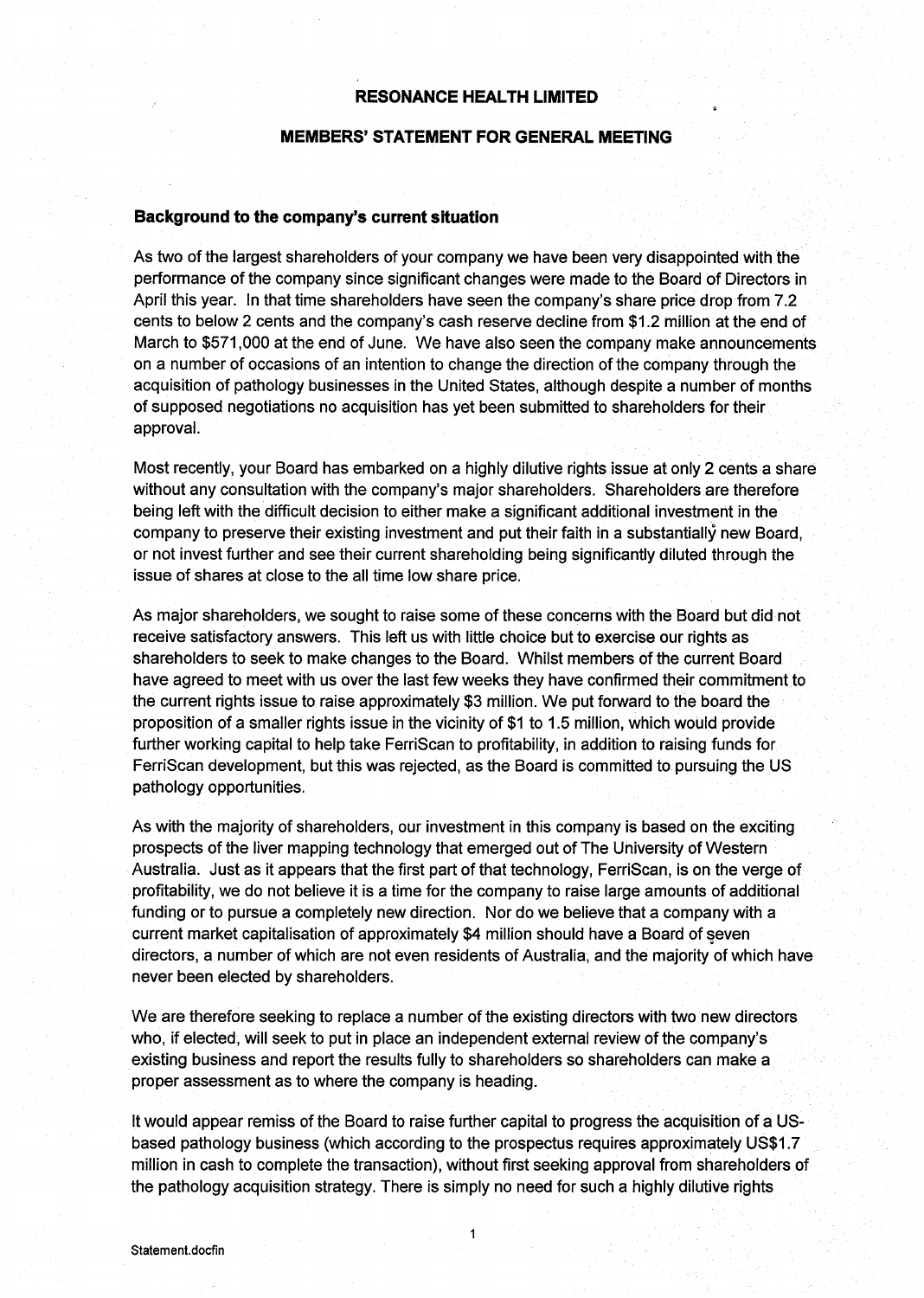**RESONANCE HEALTH LIMITED**

**MEMBERS' STATEMENT FOR GENERAL MEETING**

## Background to the company's current situation

As two of the largest shareholders of your company we have been very disappointed with the performance of the company since significant changes were made to the Board of Directors in April this year. In that time shareholders have seen the company's share price drop from 7.2 cents to below 2 cents and the company's cash reserve decline from $1.2 million at the end of March to $571,000 at the end of June. We have also seen the company make announcements on a number of occasions of an intention to change the direction of the company through the acquisition of pathology businesses in the United States, although despite a number of months of supposed negotiations no acquisition has yet been submitted to shareholders for their approval.

Most recently, your Board has embarked on a highly dilutive rights issue at only 2 cents a share without any consultation with the company's major shareholders. Shareholders are therefore being left with the difficult decision to either make a significant additional investment in the company to preserve their existing investment and put their faith in a substantially new Board, or not invest further and see their current shareholding being significantly diluted through the issue of shares at close to the all time low share price.

As major shareholders, we sought to raise some of these concerns with the Board but did not receive satisfactory answers. This left us with little choice but to exercise our rights as shareholders to seek to make changes to the Board. Whilst members of the current Board have agreed to meet with us over the last few weeks they have confirmed their commitment to the current rights issue to raise approximately $3 million. We put forward to the board the proposition of a smaller rights issue in the vicinity of $1 to 1.5 million, which would provide further working capital to help take FerriScan to profitability, in addition to raising funds for FerriScan development, but this was rejected, as the Board is committed to pursuing the US pathology opportunities.

As with the majority of shareholders, our investment in this company is based on the exciting prospects of the liver mapping technology that emerged out of The University of Western Australia. Just as it appears that the first part of that technology, FerriScan, is on the verge of profitability, we do not believe it is a time for the company to raise large amounts of additional funding or to pursue a completely new direction. Nor do we believe that a company with a current market capitalisation of approximately $4 million should have a Board of seven directors, a number of which are not even residents of Australia, and the majority of which have never been elected by shareholders.

We are therefore seeking to replace a number of the existing directors with two new directors who, if elected, will seek to put in place an independent external review of the company's existing business and report the results fully to shareholders so shareholders can make a proper assessment as to where the company is heading.

It would appear remiss of the Board to raise further capital to progress the acquisition of a US-based pathology business (which according to the prospectus requires approximately US$1.7 million in cash to complete the transaction), without first seeking approval from shareholders of the pathology acquisition strategy. There is simply no need for such a highly dilutive rights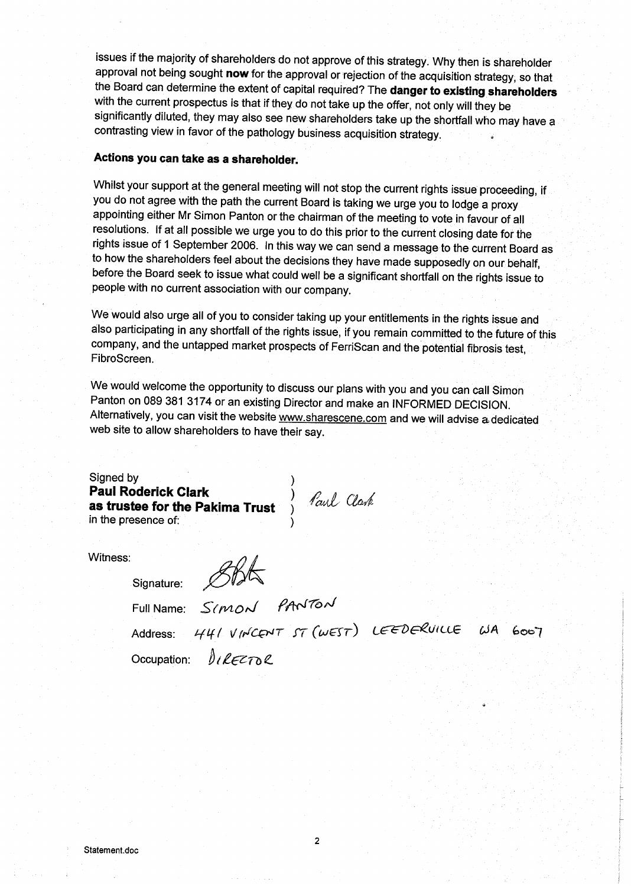issues if the majority of shareholders do not approve of this strategy. Why then is shareholder approval not being sought **now** for the approval or rejection of the acquisition strategy, so that the Board can determine the extent of capital required? The **danger to existing shareholders** with the current prospectus is that if they do not take up the offer, not only will they be significantly diluted, they may also see new shareholders take up the shortfall who may have a contrasting view in favor of the pathology business acquisition strategy.

**Actions you can take as a shareholder.**

Whilst your support at the general meeting will not stop the current rights issue proceeding, if you do not agree with the path the current Board is taking we urge you to lodge a proxy appointing either Mr Simon Panton or the chairman of the meeting to vote in favour of all resolutions. If at all possible we urge you to do this prior to the current closing date for the rights issue of 1 September 2006. In this way we can send a message to the current Board as to how the shareholders feel about the decisions they have made supposedly on our behalf, before the Board seek to issue what could well be a significant shortfall on the rights issue to people with no current association with our company.

We would also urge all of you to consider taking up your entitlements in the rights issue and also participating in any shortfall of the rights issue, if you remain committed to the future of this company, and the untapped market prospects of FerriScan and the potential fibrosis test, FibroScreen.

We would welcome the opportunity to discuss our plans with you and you can call Simon Panton on 089 381 3174 or an existing Director and make an INFORMED DECISION. Alternatively, you can visit the website www.sharescene.com and we will advise a dedicated web site to allow shareholders to have their say.

Signed by
**Paul Roderick Clark**
**as trustee for the Pakima Trust**
in the presence of:

Paul Clark

Witness:

Signature: [signature]

Full Name: SIMON PANTON

Address: 441 VINCENT ST (WEST) LEEDERVILLE WA 6007

Occupation: DIRECTOR

Statement.doc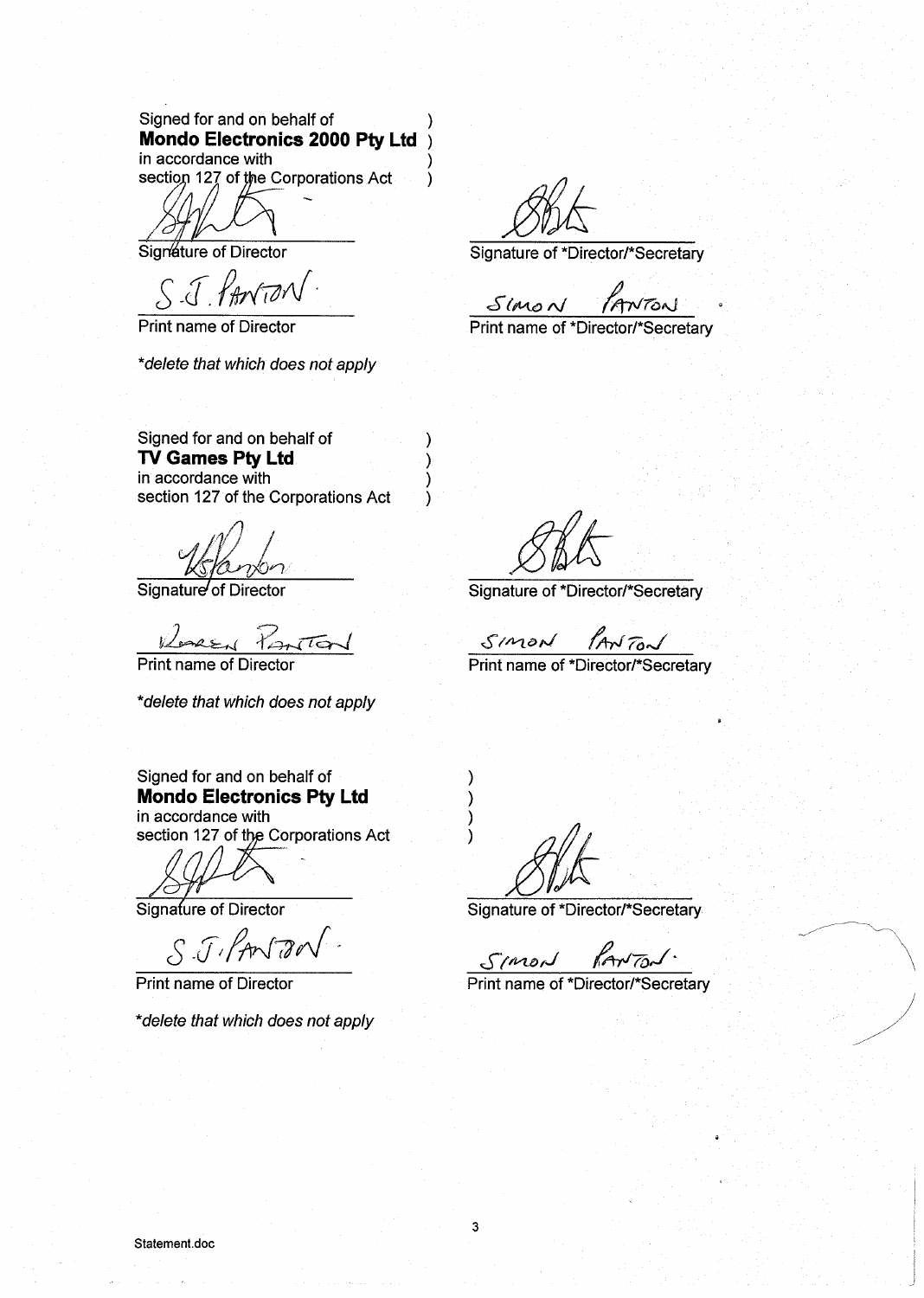Signed for and on behalf of )
**Mondo Electronics 2000 Pty Ltd** )
in accordance with )
section 127 of the Corporations Act )

Signature of Director

S.J. PANTON

Print name of Director

*delete that which does not apply*

Signature of *Director/*Secretary

SIMON PANTON

Print name of *Director/*Secretary

Signed for and on behalf of )
**TV Games Pty Ltd** )
in accordance with )
section 127 of the Corporations Act )

Signature of Director

WARREN PANTON

Print name of Director

*delete that which does not apply*

Signature of *Director/*Secretary

SIMON PANTON

Print name of *Director/*Secretary

Signed for and on behalf of )
**Mondo Electronics Pty Ltd** )
in accordance with )
section 127 of the Corporations Act )

Signature of Director

S.J. PANTON.

Print name of Director

*delete that which does not apply*

Signature of *Director/*Secretary

SIMON PANTON.

Print name of *Director/*Secretary

Statement.doc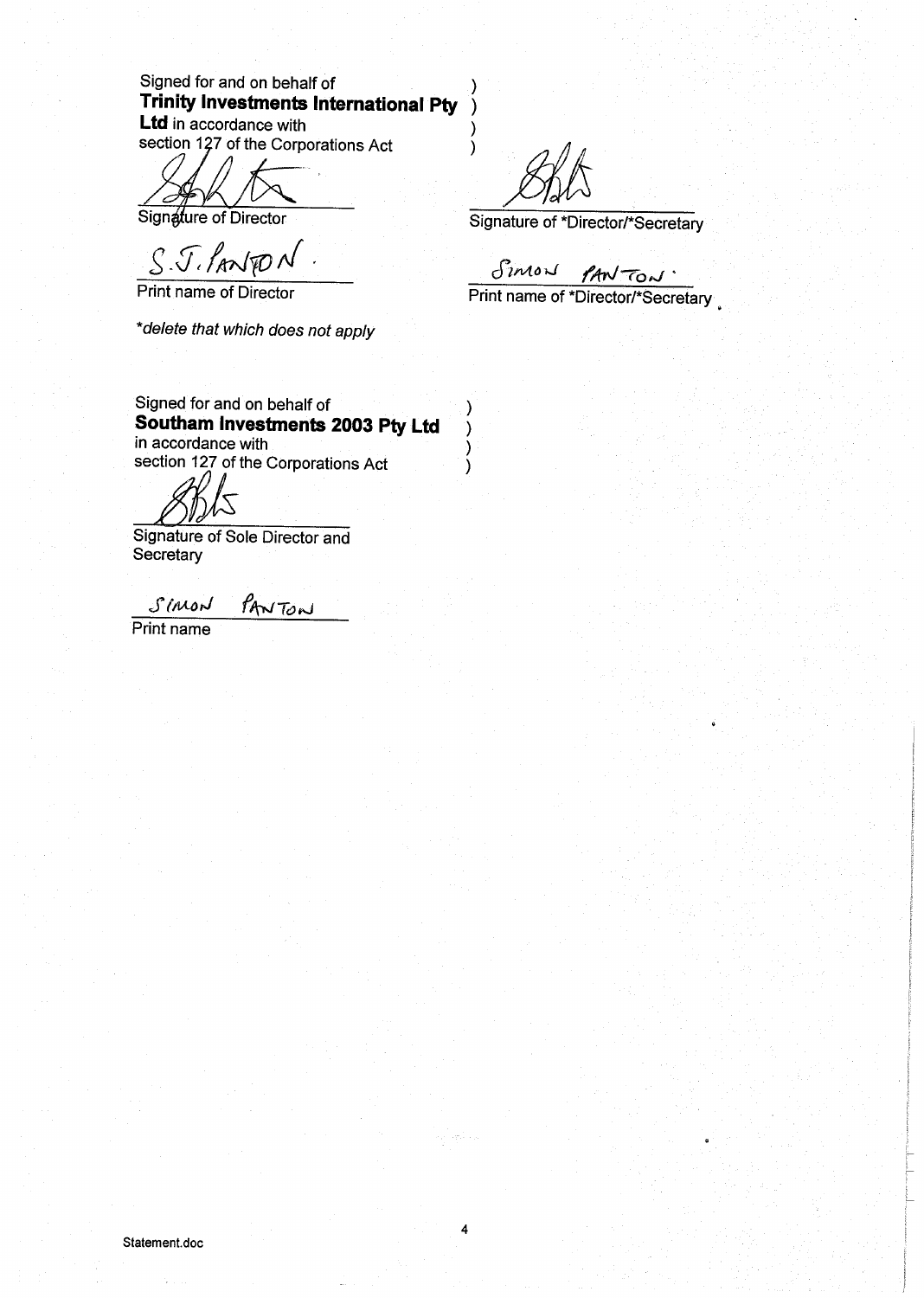Signed for and on behalf of **Trinity Investments International Pty Ltd** in accordance with section 127 of the Corporations Act )

Signature of Director

S.J. PANTON

Print name of Director

*delete that which does not apply*

Signature of *Director/*Secretary

SIMON PANTON

Print name of *Director/*Secretary

Signed for and on behalf of **Southam Investments 2003 Pty Ltd** in accordance with section 127 of the Corporations Act )

Signature of Sole Director and Secretary

SIMON PANTON

Print name

Statement.doc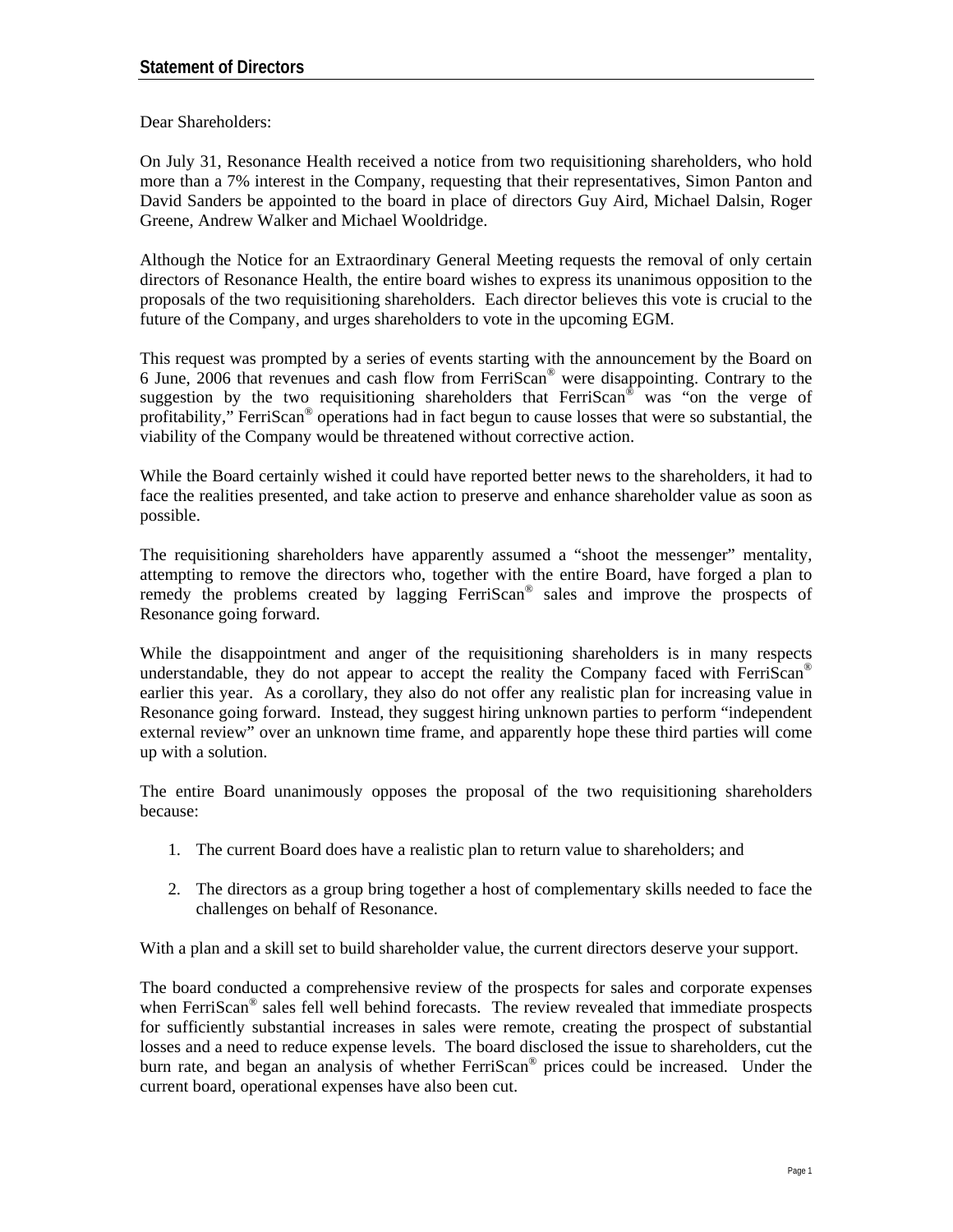## Statement of Directors

Dear Shareholders:

On July 31, Resonance Health received a notice from two requisitioning shareholders, who hold more than a 7% interest in the Company, requesting that their representatives, Simon Panton and David Sanders be appointed to the board in place of directors Guy Aird, Michael Dalsin, Roger Greene, Andrew Walker and Michael Wooldridge.

Although the Notice for an Extraordinary General Meeting requests the removal of only certain directors of Resonance Health, the entire board wishes to express its unanimous opposition to the proposals of the two requisitioning shareholders. Each director believes this vote is crucial to the future of the Company, and urges shareholders to vote in the upcoming EGM.

This request was prompted by a series of events starting with the announcement by the Board on 6 June, 2006 that revenues and cash flow from FerriScan® were disappointing. Contrary to the suggestion by the two requisitioning shareholders that FerriScan® was "on the verge of profitability," FerriScan® operations had in fact begun to cause losses that were so substantial, the viability of the Company would be threatened without corrective action.

While the Board certainly wished it could have reported better news to the shareholders, it had to face the realities presented, and take action to preserve and enhance shareholder value as soon as possible.

The requisitioning shareholders have apparently assumed a "shoot the messenger" mentality, attempting to remove the directors who, together with the entire Board, have forged a plan to remedy the problems created by lagging FerriScan® sales and improve the prospects of Resonance going forward.

While the disappointment and anger of the requisitioning shareholders is in many respects understandable, they do not appear to accept the reality the Company faced with FerriScan® earlier this year. As a corollary, they also do not offer any realistic plan for increasing value in Resonance going forward. Instead, they suggest hiring unknown parties to perform "independent external review" over an unknown time frame, and apparently hope these third parties will come up with a solution.

The entire Board unanimously opposes the proposal of the two requisitioning shareholders because:

1. The current Board does have a realistic plan to return value to shareholders; and
2. The directors as a group bring together a host of complementary skills needed to face the challenges on behalf of Resonance.

With a plan and a skill set to build shareholder value, the current directors deserve your support.

The board conducted a comprehensive review of the prospects for sales and corporate expenses when FerriScan® sales fell well behind forecasts. The review revealed that immediate prospects for sufficiently substantial increases in sales were remote, creating the prospect of substantial losses and a need to reduce expense levels. The board disclosed the issue to shareholders, cut the burn rate, and began an analysis of whether FerriScan® prices could be increased. Under the current board, operational expenses have also been cut.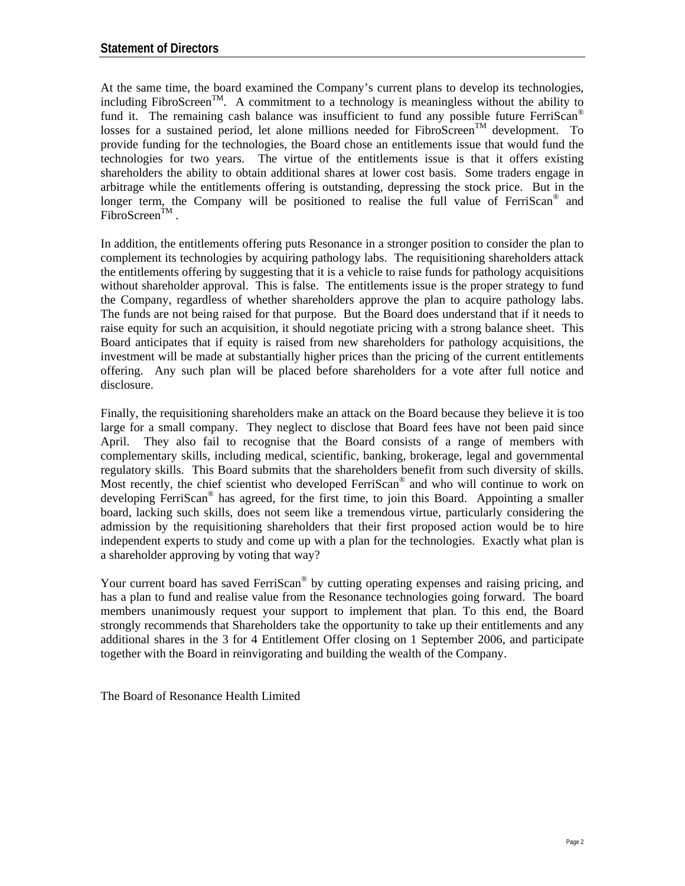## Statement of Directors

At the same time, the board examined the Company's current plans to develop its technologies, including FibroScreen™. A commitment to a technology is meaningless without the ability to fund it. The remaining cash balance was insufficient to fund any possible future FerriScan® losses for a sustained period, let alone millions needed for FibroScreen™ development. To provide funding for the technologies, the Board chose an entitlements issue that would fund the technologies for two years. The virtue of the entitlements issue is that it offers existing shareholders the ability to obtain additional shares at lower cost basis. Some traders engage in arbitrage while the entitlements offering is outstanding, depressing the stock price. But in the longer term, the Company will be positioned to realise the full value of FerriScan® and FibroScreen™ .

In addition, the entitlements offering puts Resonance in a stronger position to consider the plan to complement its technologies by acquiring pathology labs. The requisitioning shareholders attack the entitlements offering by suggesting that it is a vehicle to raise funds for pathology acquisitions without shareholder approval. This is false. The entitlements issue is the proper strategy to fund the Company, regardless of whether shareholders approve the plan to acquire pathology labs. The funds are not being raised for that purpose. But the Board does understand that if it needs to raise equity for such an acquisition, it should negotiate pricing with a strong balance sheet. This Board anticipates that if equity is raised from new shareholders for pathology acquisitions, the investment will be made at substantially higher prices than the pricing of the current entitlements offering. Any such plan will be placed before shareholders for a vote after full notice and disclosure.

Finally, the requisitioning shareholders make an attack on the Board because they believe it is too large for a small company. They neglect to disclose that Board fees have not been paid since April. They also fail to recognise that the Board consists of a range of members with complementary skills, including medical, scientific, banking, brokerage, legal and governmental regulatory skills. This Board submits that the shareholders benefit from such diversity of skills. Most recently, the chief scientist who developed FerriScan® and who will continue to work on developing FerriScan® has agreed, for the first time, to join this Board. Appointing a smaller board, lacking such skills, does not seem like a tremendous virtue, particularly considering the admission by the requisitioning shareholders that their first proposed action would be to hire independent experts to study and come up with a plan for the technologies. Exactly what plan is a shareholder approving by voting that way?

Your current board has saved FerriScan® by cutting operating expenses and raising pricing, and has a plan to fund and realise value from the Resonance technologies going forward. The board members unanimously request your support to implement that plan. To this end, the Board strongly recommends that Shareholders take the opportunity to take up their entitlements and any additional shares in the 3 for 4 Entitlement Offer closing on 1 September 2006, and participate together with the Board in reinvigorating and building the wealth of the Company.

The Board of Resonance Health Limited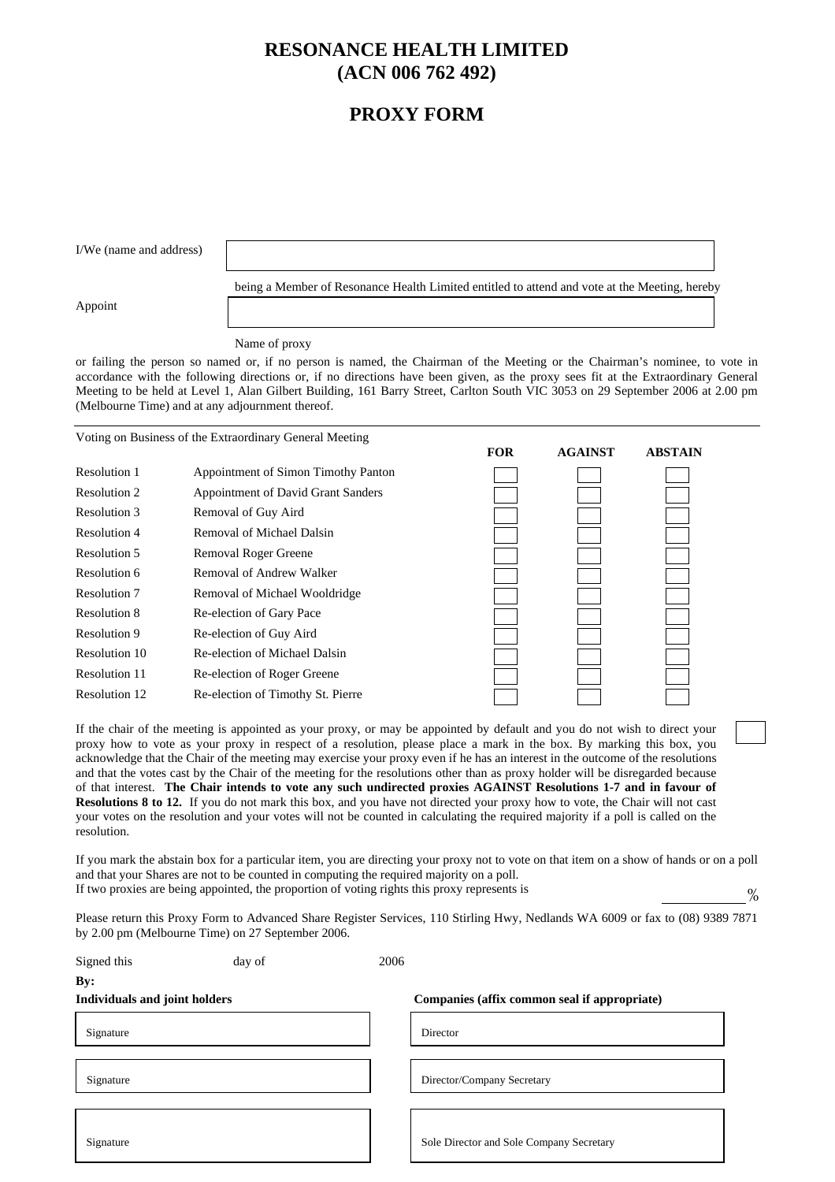# RESONANCE HEALTH LIMITED
# (ACN 006 762 492)

## PROXY FORM

I/We (name and address) ________________________________________

being a Member of Resonance Health Limited entitled to attend and vote at the Meeting, hereby

Appoint ________________________________________

Name of proxy

or failing the person so named or, if no person is named, the Chairman of the Meeting or the Chairman's nominee, to vote in accordance with the following directions or, if no directions have been given, as the proxy sees fit at the Extraordinary General Meeting to be held at Level 1, Alan Gilbert Building, 161 Barry Street, Carlton South VIC 3053 on 29 September 2006 at 2.00 pm (Melbourne Time) and at any adjournment thereof.

Voting on Business of the Extraordinary General Meeting

| | | FOR | AGAINST | ABSTAIN |
|---|---|---|---|---|
| Resolution 1 | Appointment of Simon Timothy Panton | ☐ | ☐ | ☐ |
| Resolution 2 | Appointment of David Grant Sanders | ☐ | ☐ | ☐ |
| Resolution 3 | Removal of Guy Aird | ☐ | ☐ | ☐ |
| Resolution 4 | Removal of Michael Dalsin | ☐ | ☐ | ☐ |
| Resolution 5 | Removal Roger Greene | ☐ | ☐ | ☐ |
| Resolution 6 | Removal of Andrew Walker | ☐ | ☐ | ☐ |
| Resolution 7 | Removal of Michael Wooldridge | ☐ | ☐ | ☐ |
| Resolution 8 | Re-election of Gary Pace | ☐ | ☐ | ☐ |
| Resolution 9 | Re-election of Guy Aird | ☐ | ☐ | ☐ |
| Resolution 10 | Re-election of Michael Dalsin | ☐ | ☐ | ☐ |
| Resolution 11 | Re-election of Roger Greene | ☐ | ☐ | ☐ |
| Resolution 12 | Re-election of Timothy St. Pierre | ☐ | ☐ | ☐ |

If the chair of the meeting is appointed as your proxy, or may be appointed by default and you do not wish to direct your proxy how to vote as your proxy in respect of a resolution, please place a mark in the box. By marking this box, you acknowledge that the Chair of the meeting may exercise your proxy even if he has an interest in the outcome of the resolutions and that the votes cast by the Chair of the meeting for the resolutions other than as proxy holder will be disregarded because of that interest. **The Chair intends to vote any such undirected proxies AGAINST Resolutions 1-7 and in favour of Resolutions 8 to 12.** If you do not mark this box, and you have not directed your proxy how to vote, the Chair will not cast your votes on the resolution and your votes will not be counted in calculating the required majority if a poll is called on the resolution. ☐

If you mark the abstain box for a particular item, you are directing your proxy not to vote on that item on a show of hands or on a poll and that your Shares are not to be counted in computing the required majority on a poll.
If two proxies are being appointed, the proportion of voting rights this proxy represents is ________ %

Please return this Proxy Form to Advanced Share Register Services, 110 Stirling Hwy, Nedlands WA 6009 or fax to (08) 9389 7871 by 2.00 pm (Melbourne Time) on 27 September 2006.

Signed this __________ day of __________ 2006

**By:**

| **Individuals and joint holders** | **Companies (affix common seal if appropriate)** |
|---|---|
| Signature | Director |
| Signature | Director/Company Secretary |
| Signature | Sole Director and Sole Company Secretary |